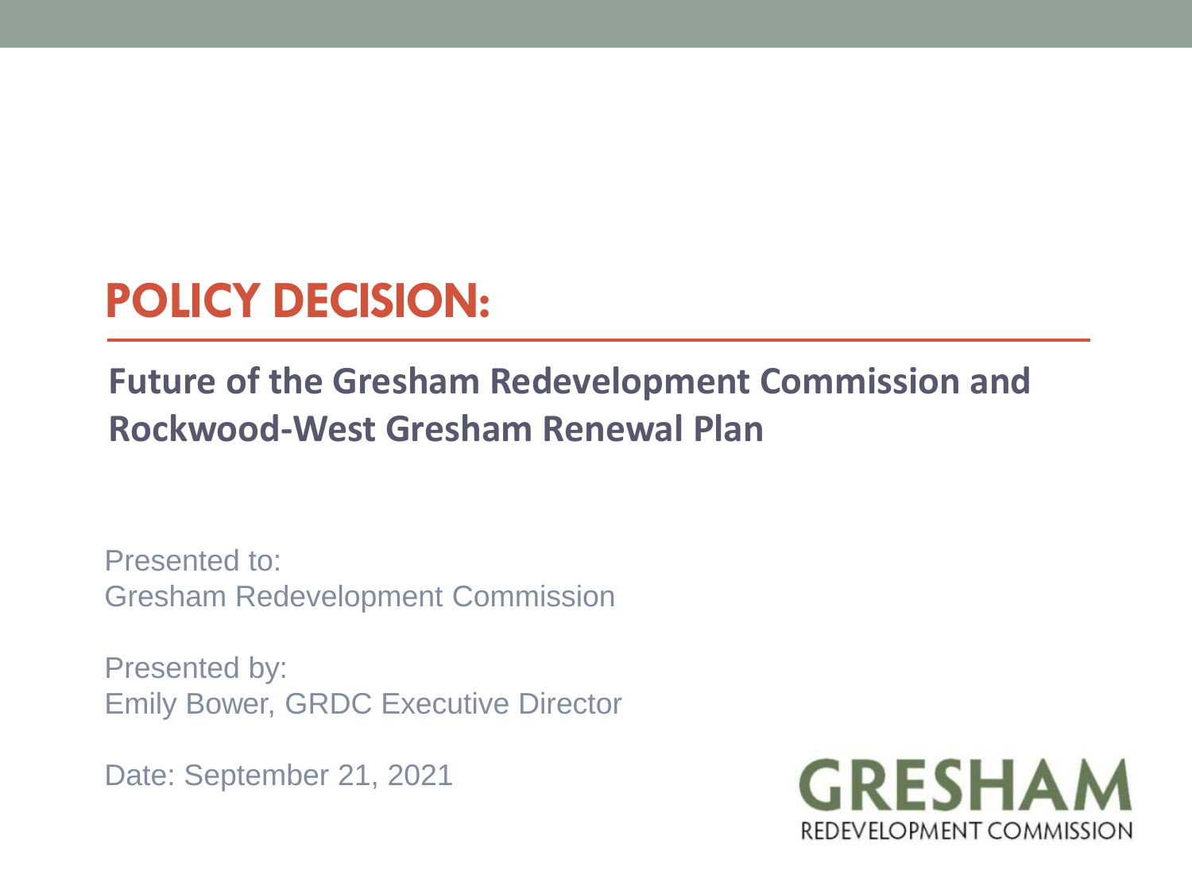# POLICY DECISION:

## Future of the Gresham Redevelopment Commission and Rockwood-West Gresham Renewal Plan

Presented to:
Gresham Redevelopment Commission

Presented by:
Emily Bower, GRDC Executive Director

Date: September 21, 2021

GRESHAM
REDEVELOPMENT COMMISSION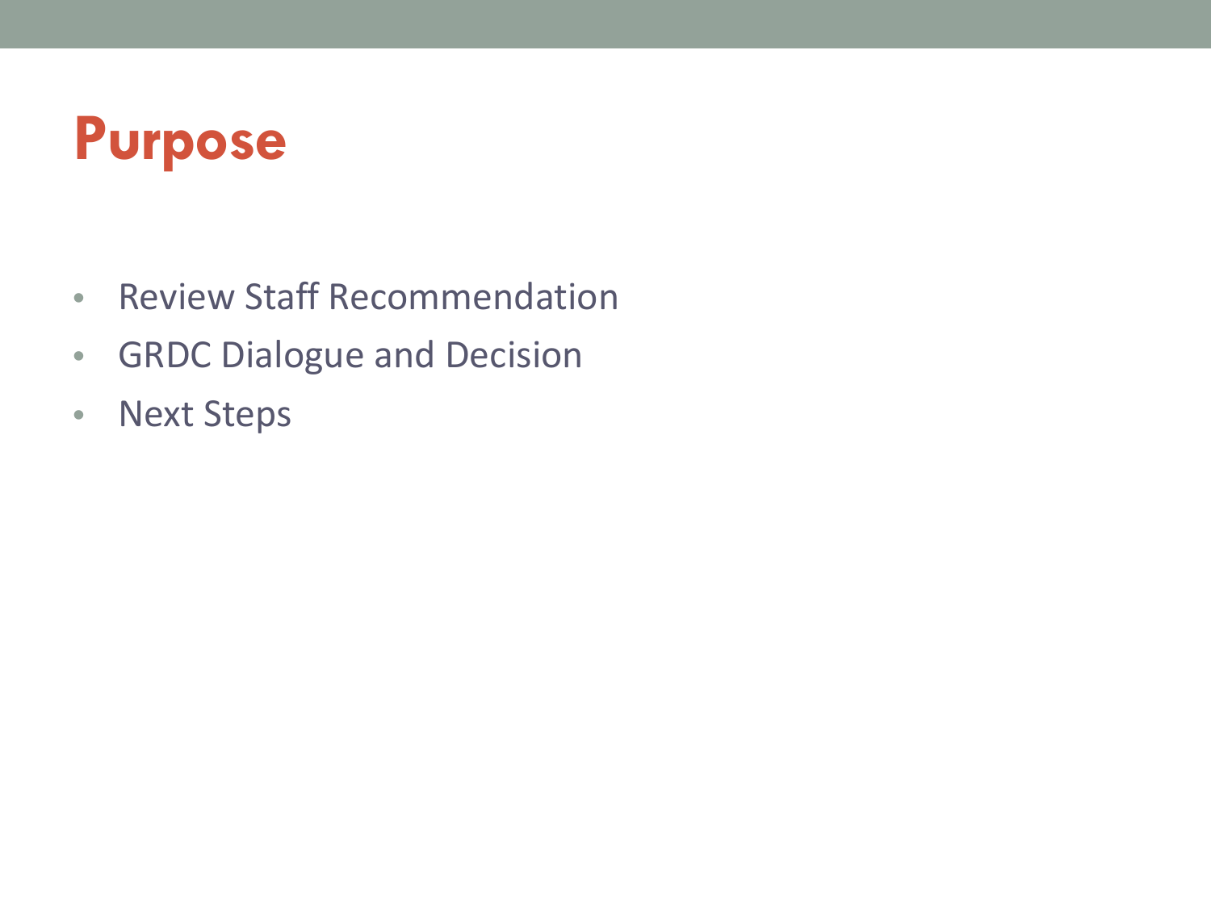# Purpose

- Review Staff Recommendation
- GRDC Dialogue and Decision
- Next Steps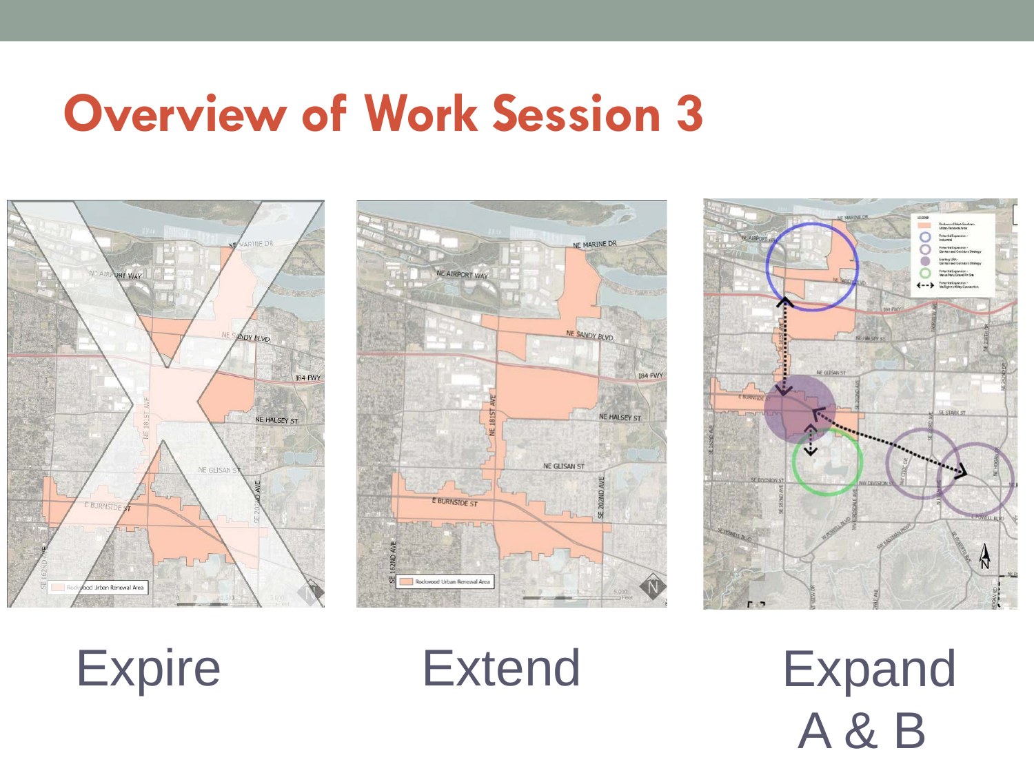# Overview of Work Session 3

Expire

Extend

Expand A & B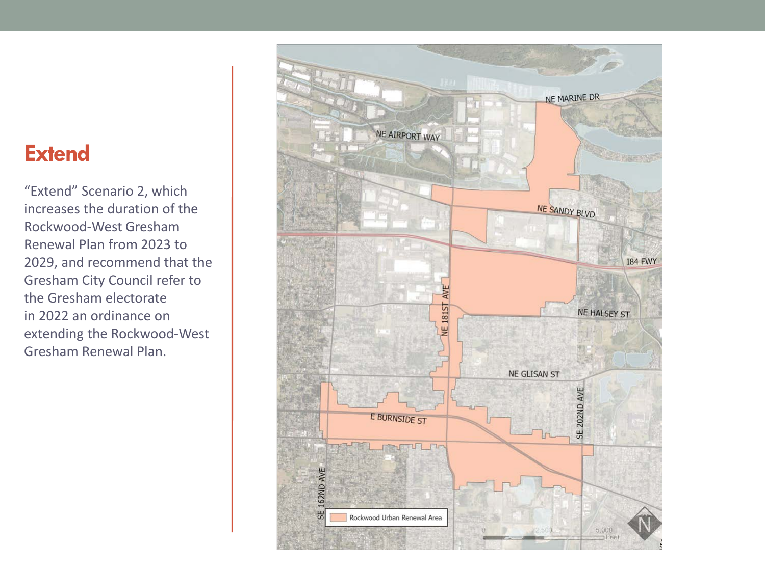## Extend

"Extend" Scenario 2, which increases the duration of the Rockwood-West Gresham Renewal Plan from 2023 to 2029, and recommend that the Gresham City Council refer to the Gresham electorate in 2022 an ordinance on extending the Rockwood-West Gresham Renewal Plan.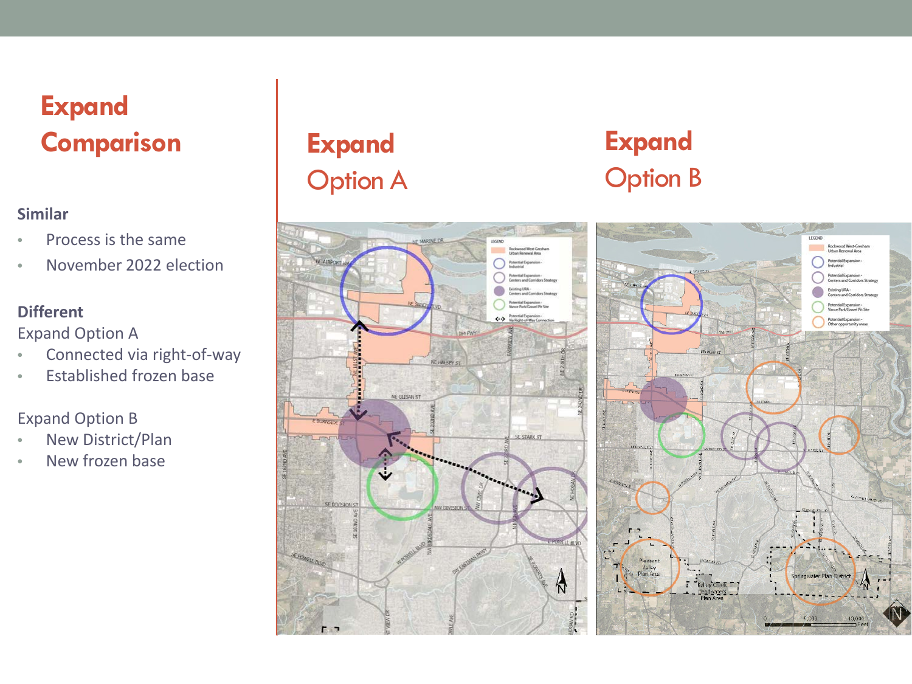# Expand Comparison

**Similar**

- Process is the same
- November 2022 election

**Different**

Expand Option A

- Connected via right-of-way
- Established frozen base

Expand Option B

- New District/Plan
- New frozen base

## Expand Option A

## Expand Option B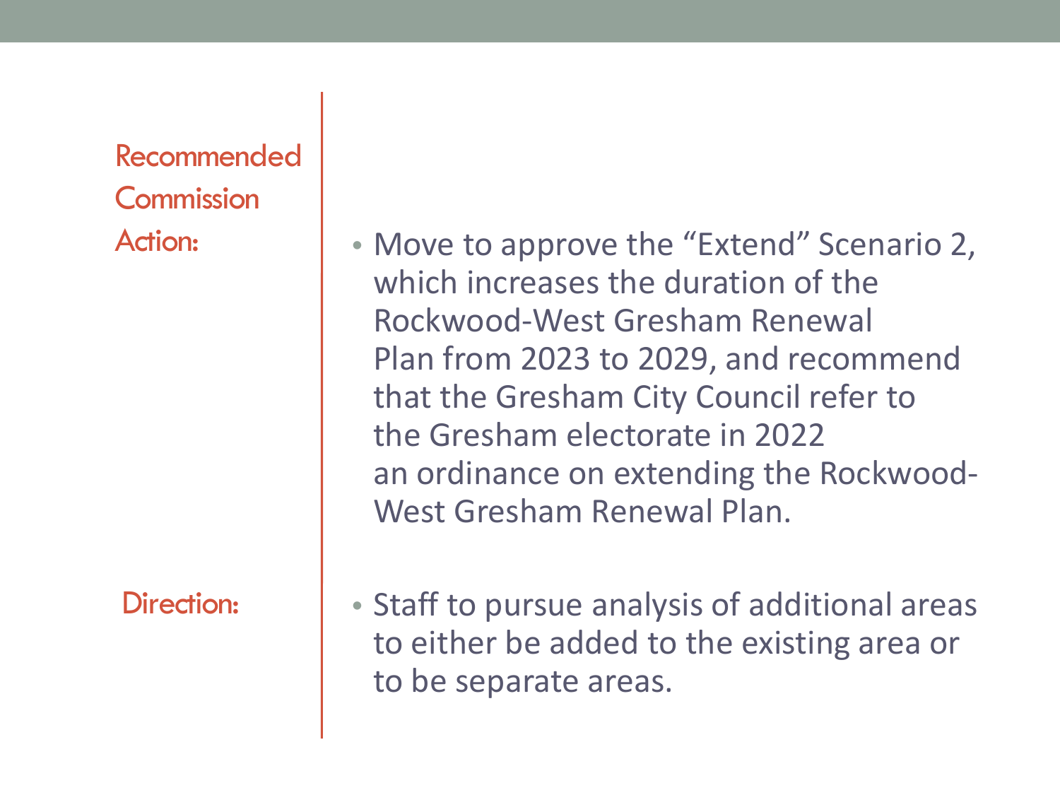**Recommended Commission Action:**

- Move to approve the "Extend" Scenario 2, which increases the duration of the Rockwood-West Gresham Renewal Plan from 2023 to 2029, and recommend that the Gresham City Council refer to the Gresham electorate in 2022 an ordinance on extending the Rockwood-West Gresham Renewal Plan.

**Direction:**

- Staff to pursue analysis of additional areas to either be added to the existing area or to be separate areas.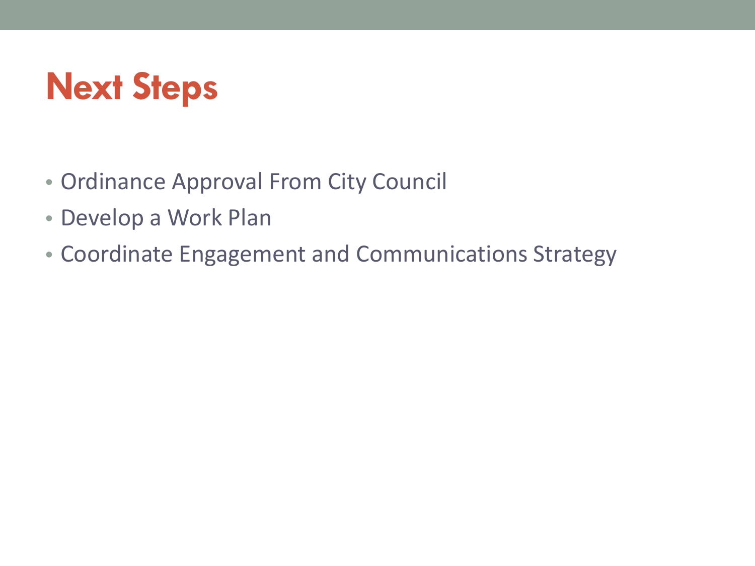# Next Steps

- Ordinance Approval From City Council
- Develop a Work Plan
- Coordinate Engagement and Communications Strategy